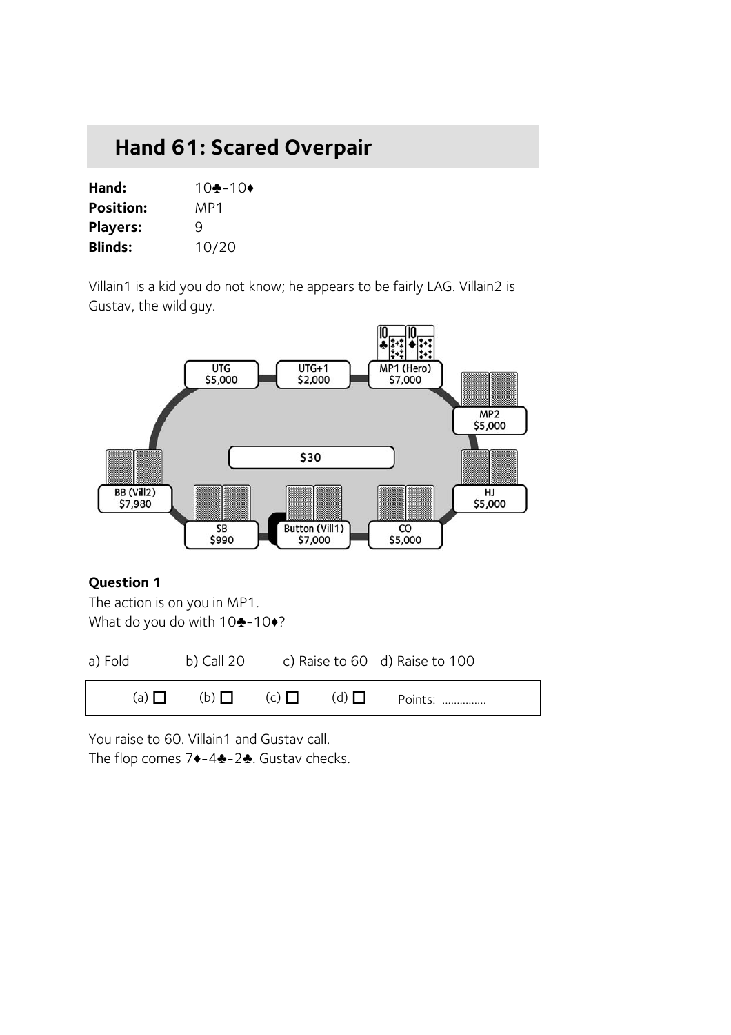## Hand 61: Scared Overpair

**Hand:** 10♣-10♦
**Position:** MP1
**Players:** 9
**Blinds:** 10/20

Villain1 is a kid you do not know; he appears to be fairly LAG. Villain2 is Gustav, the wild guy.

**Question 1**
The action is on you in MP1.
What do you do with 10♣-10♦?

a) Fold b) Call 20 c) Raise to 60 d) Raise to 100

(a) ☐ (b) ☐ (c) ☐ (d) ☐ Points: ...............

You raise to 60. Villain1 and Gustav call.
The flop comes 7♦-4♣-2♣. Gustav checks.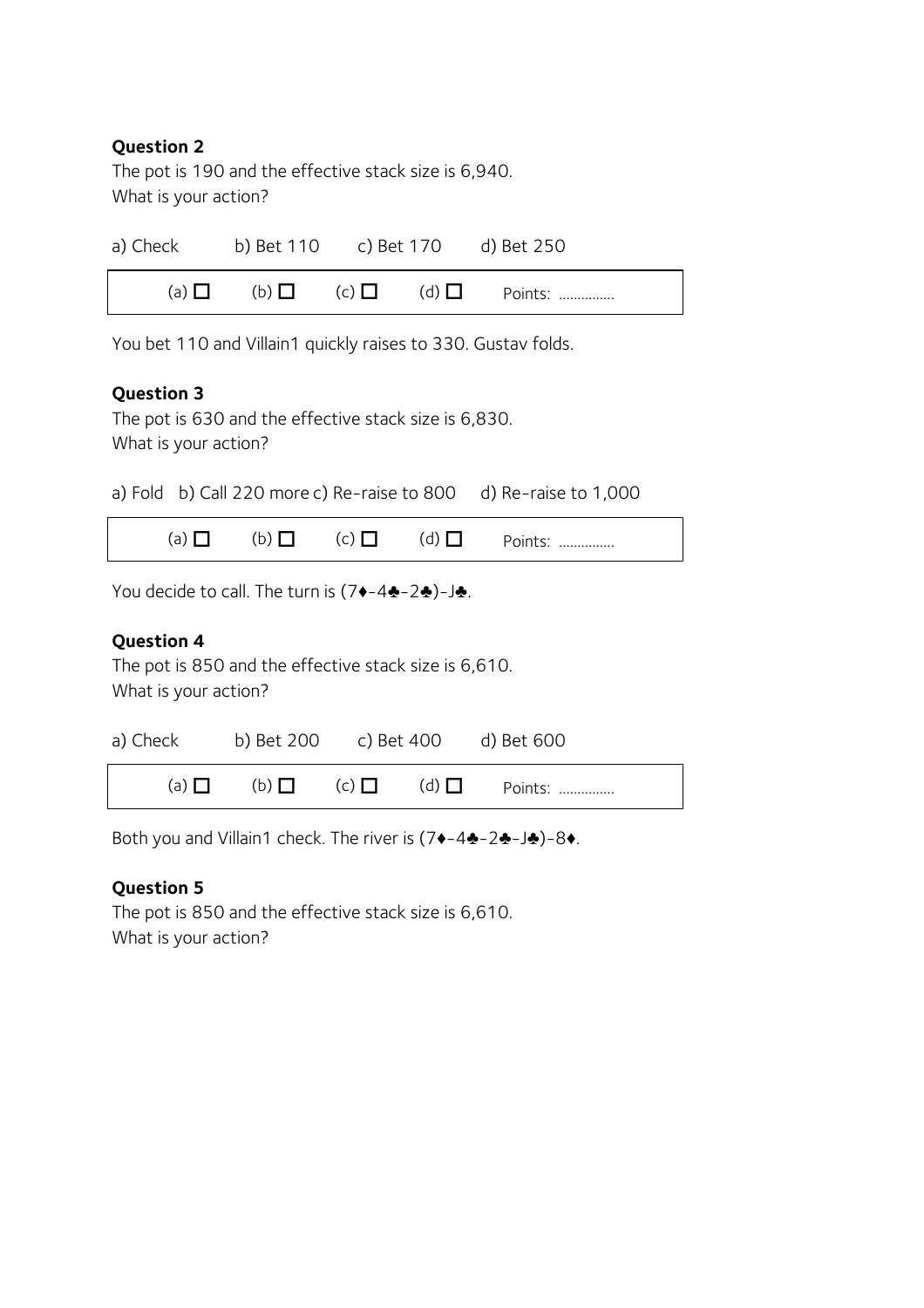**Question 2**

The pot is 190 and the effective stack size is 6,940.
What is your action?

a) Check b) Bet 110 c) Bet 170 d) Bet 250

| (a) ☐ | (b) ☐ | (c) ☐ | (d) ☐ | Points: ............... |
|---|---|---|---|---|

You bet 110 and Villain1 quickly raises to 330. Gustav folds.

**Question 3**

The pot is 630 and the effective stack size is 6,830.
What is your action?

a) Fold b) Call 220 more c) Re-raise to 800 d) Re-raise to 1,000

| (a) ☐ | (b) ☐ | (c) ☐ | (d) ☐ | Points: ............... |
|---|---|---|---|---|

You decide to call. The turn is (7♦-4♣-2♣)-J♣.

**Question 4**

The pot is 850 and the effective stack size is 6,610.
What is your action?

a) Check b) Bet 200 c) Bet 400 d) Bet 600

| (a) ☐ | (b) ☐ | (c) ☐ | (d) ☐ | Points: ............... |
|---|---|---|---|---|

Both you and Villain1 check. The river is (7♦-4♣-2♣-J♣)-8♦.

**Question 5**

The pot is 850 and the effective stack size is 6,610.
What is your action?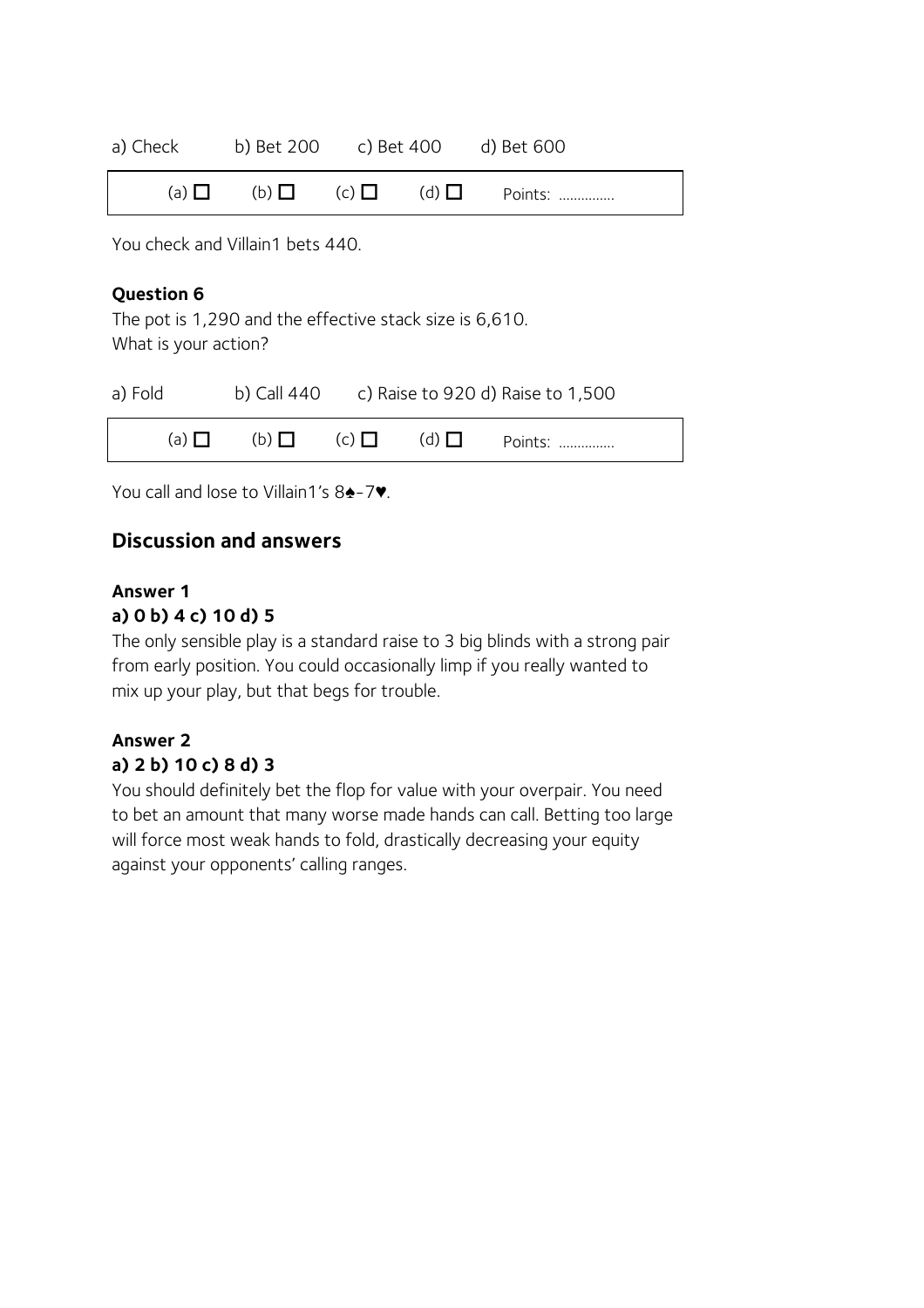a) Check b) Bet 200 c) Bet 400 d) Bet 600

| (a) ☐ | (b) ☐ | (c) ☐ | (d) ☐ | Points: ............... |
|---|---|---|---|---|

You check and Villain1 bets 440.

**Question 6**
The pot is 1,290 and the effective stack size is 6,610.
What is your action?

a) Fold b) Call 440 c) Raise to 920 d) Raise to 1,500

| (a) ☐ | (b) ☐ | (c) ☐ | (d) ☐ | Points: ............... |
|---|---|---|---|---|

You call and lose to Villain1's 8♠-7♥.

## Discussion and answers

**Answer 1**
**a) 0 b) 4 c) 10 d) 5**
The only sensible play is a standard raise to 3 big blinds with a strong pair from early position. You could occasionally limp if you really wanted to mix up your play, but that begs for trouble.

**Answer 2**
**a) 2 b) 10 c) 8 d) 3**
You should definitely bet the flop for value with your overpair. You need to bet an amount that many worse made hands can call. Betting too large will force most weak hands to fold, drastically decreasing your equity against your opponents' calling ranges.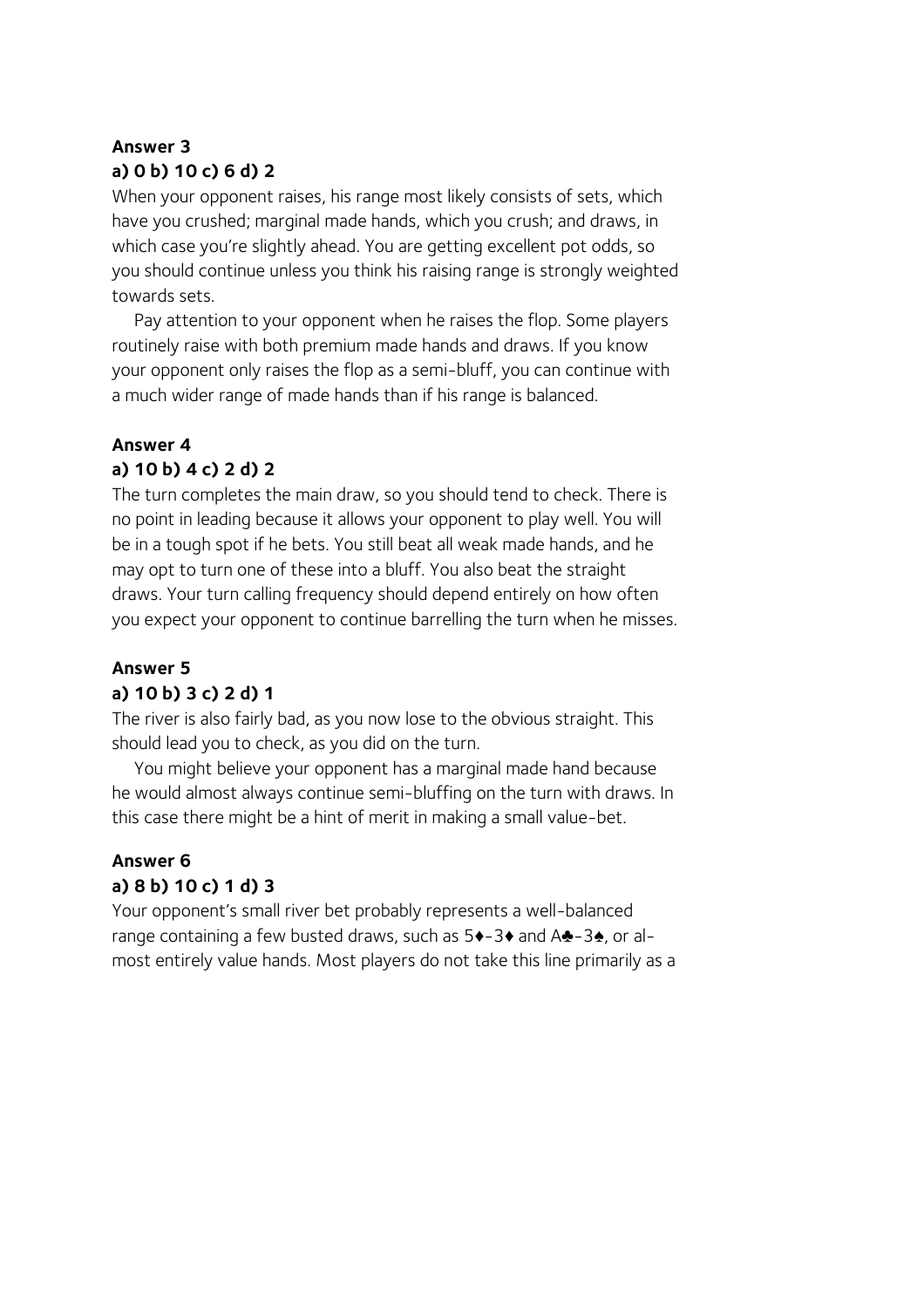**Answer 3**

**a) 0 b) 10 c) 6 d) 2**

When your opponent raises, his range most likely consists of sets, which have you crushed; marginal made hands, which you crush; and draws, in which case you're slightly ahead. You are getting excellent pot odds, so you should continue unless you think his raising range is strongly weighted towards sets.

Pay attention to your opponent when he raises the flop. Some players routinely raise with both premium made hands and draws. If you know your opponent only raises the flop as a semi-bluff, you can continue with a much wider range of made hands than if his range is balanced.

**Answer 4**

**a) 10 b) 4 c) 2 d) 2**

The turn completes the main draw, so you should tend to check. There is no point in leading because it allows your opponent to play well. You will be in a tough spot if he bets. You still beat all weak made hands, and he may opt to turn one of these into a bluff. You also beat the straight draws. Your turn calling frequency should depend entirely on how often you expect your opponent to continue barrelling the turn when he misses.

**Answer 5**

**a) 10 b) 3 c) 2 d) 1**

The river is also fairly bad, as you now lose to the obvious straight. This should lead you to check, as you did on the turn.

You might believe your opponent has a marginal made hand because he would almost always continue semi-bluffing on the turn with draws. In this case there might be a hint of merit in making a small value-bet.

**Answer 6**

**a) 8 b) 10 c) 1 d) 3**

Your opponent's small river bet probably represents a well-balanced range containing a few busted draws, such as 5♦-3♦ and A♣-3♠, or almost entirely value hands. Most players do not take this line primarily as a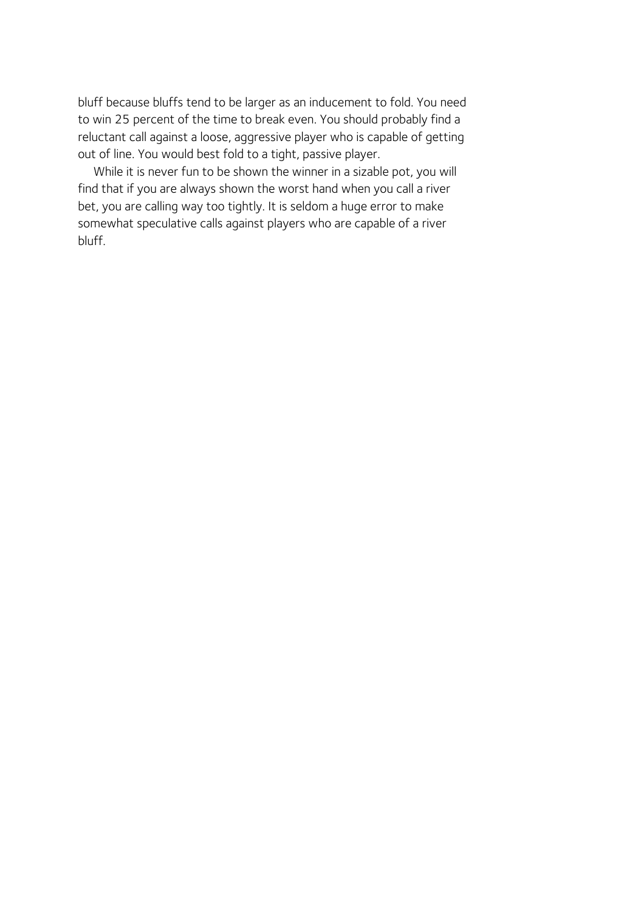bluff because bluffs tend to be larger as an inducement to fold. You need to win 25 percent of the time to break even. You should probably find a reluctant call against a loose, aggressive player who is capable of getting out of line. You would best fold to a tight, passive player.

While it is never fun to be shown the winner in a sizable pot, you will find that if you are always shown the worst hand when you call a river bet, you are calling way too tightly. It is seldom a huge error to make somewhat speculative calls against players who are capable of a river bluff.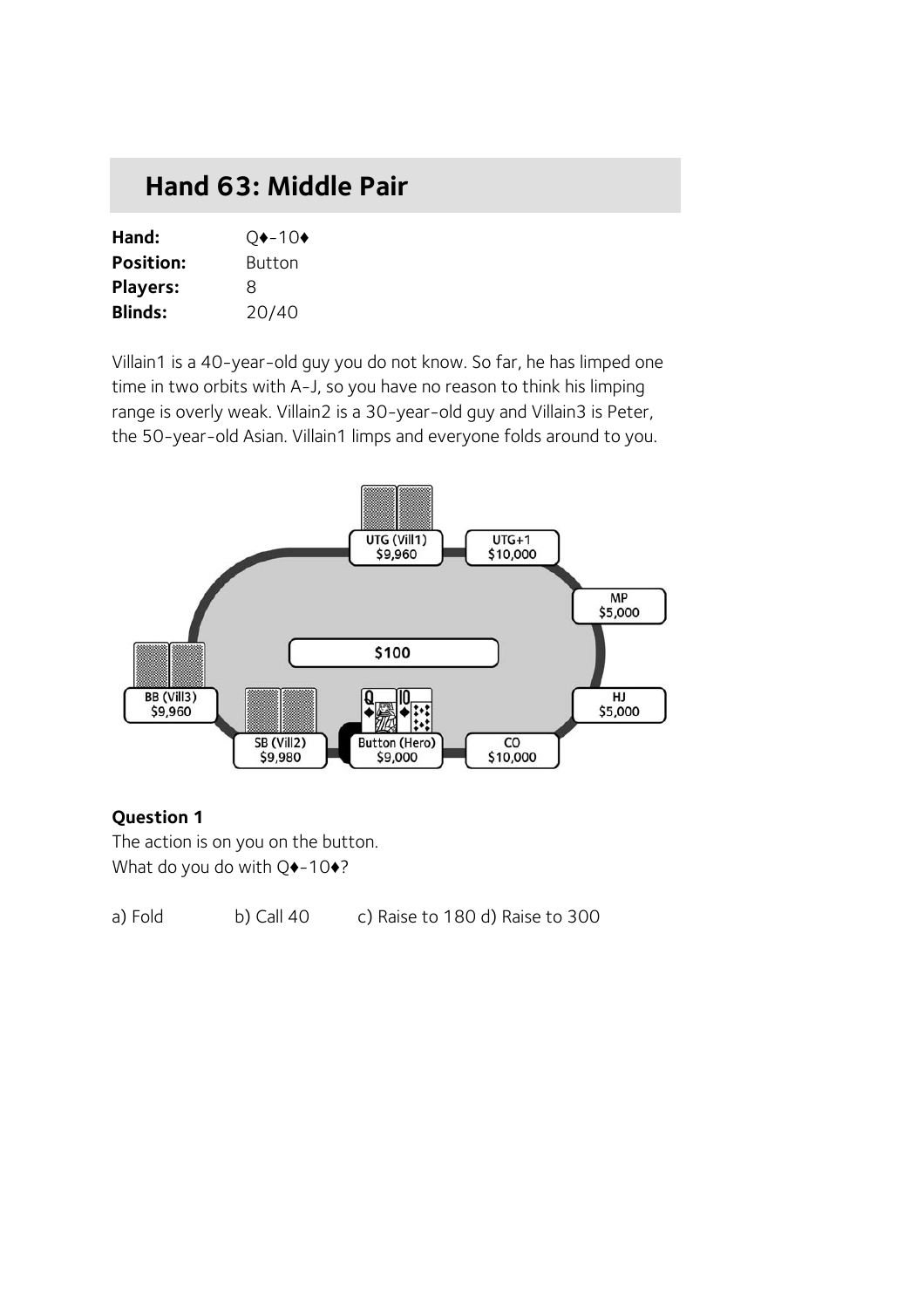## Hand 63: Middle Pair

**Hand:** Q♦-10♦
**Position:** Button
**Players:** 8
**Blinds:** 20/40

Villain1 is a 40-year-old guy you do not know. So far, he has limped one time in two orbits with A-J, so you have no reason to think his limping range is overly weak. Villain2 is a 30-year-old guy and Villain3 is Peter, the 50-year-old Asian. Villain1 limps and everyone folds around to you.

UTG (Vill1) $9,960
UTG+1 $10,000
MP $5,000
HJ $5,000
CO $10,000
Button (Hero) $9,000
SB (Vill2) $9,980
BB (Vill3) $9,960

Pot: $100

**Question 1**
The action is on you on the button.
What do you do with Q♦-10♦?

a) Fold b) Call 40 c) Raise to 180 d) Raise to 300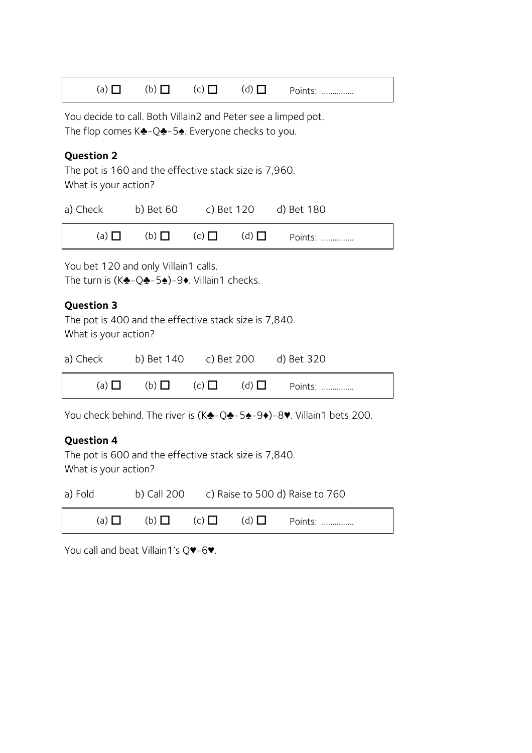| (a) ☐ | (b) ☐ | (c) ☐ | (d) ☐ | Points: ............... |
|---|---|---|---|---|

You decide to call. Both Villain2 and Peter see a limped pot.
The flop comes K♣-Q♣-5♠. Everyone checks to you.

**Question 2**
The pot is 160 and the effective stack size is 7,960.
What is your action?

a) Check b) Bet 60 c) Bet 120 d) Bet 180

| (a) ☐ | (b) ☐ | (c) ☐ | (d) ☐ | Points: ............... |
|---|---|---|---|---|

You bet 120 and only Villain1 calls.
The turn is (K♣-Q♣-5♠)-9♦. Villain1 checks.

**Question 3**
The pot is 400 and the effective stack size is 7,840.
What is your action?

a) Check b) Bet 140 c) Bet 200 d) Bet 320

| (a) ☐ | (b) ☐ | (c) ☐ | (d) ☐ | Points: ............... |
|---|---|---|---|---|

You check behind. The river is (K♣-Q♣-5♠-9♦)-8♥. Villain1 bets 200.

**Question 4**
The pot is 600 and the effective stack size is 7,840.
What is your action?

a) Fold b) Call 200 c) Raise to 500 d) Raise to 760

| (a) ☐ | (b) ☐ | (c) ☐ | (d) ☐ | Points: ............... |
|---|---|---|---|---|

You call and beat Villain1's Q♥-6♥.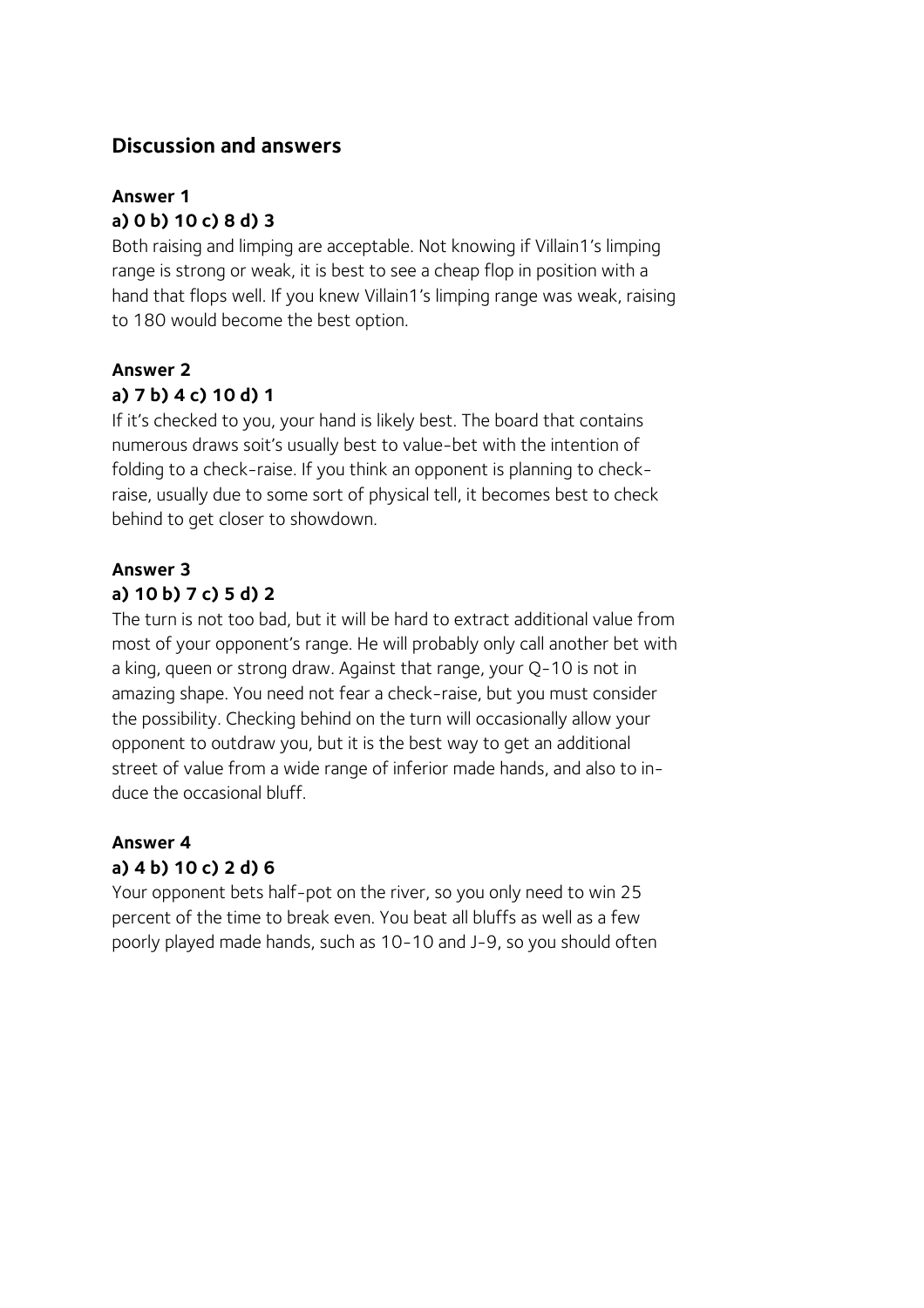## Discussion and answers

### Answer 1

**a) 0 b) 10 c) 8 d) 3**

Both raising and limping are acceptable. Not knowing if Villain1's limping range is strong or weak, it is best to see a cheap flop in position with a hand that flops well. If you knew Villain1's limping range was weak, raising to 180 would become the best option.

### Answer 2

**a) 7 b) 4 c) 10 d) 1**

If it's checked to you, your hand is likely best. The board that contains numerous draws soit's usually best to value-bet with the intention of folding to a check-raise. If you think an opponent is planning to check-raise, usually due to some sort of physical tell, it becomes best to check behind to get closer to showdown.

### Answer 3

**a) 10 b) 7 c) 5 d) 2**

The turn is not too bad, but it will be hard to extract additional value from most of your opponent's range. He will probably only call another bet with a king, queen or strong draw. Against that range, your Q-10 is not in amazing shape. You need not fear a check-raise, but you must consider the possibility. Checking behind on the turn will occasionally allow your opponent to outdraw you, but it is the best way to get an additional street of value from a wide range of inferior made hands, and also to induce the occasional bluff.

### Answer 4

**a) 4 b) 10 c) 2 d) 6**

Your opponent bets half-pot on the river, so you only need to win 25 percent of the time to break even. You beat all bluffs as well as a few poorly played made hands, such as 10-10 and J-9, so you should often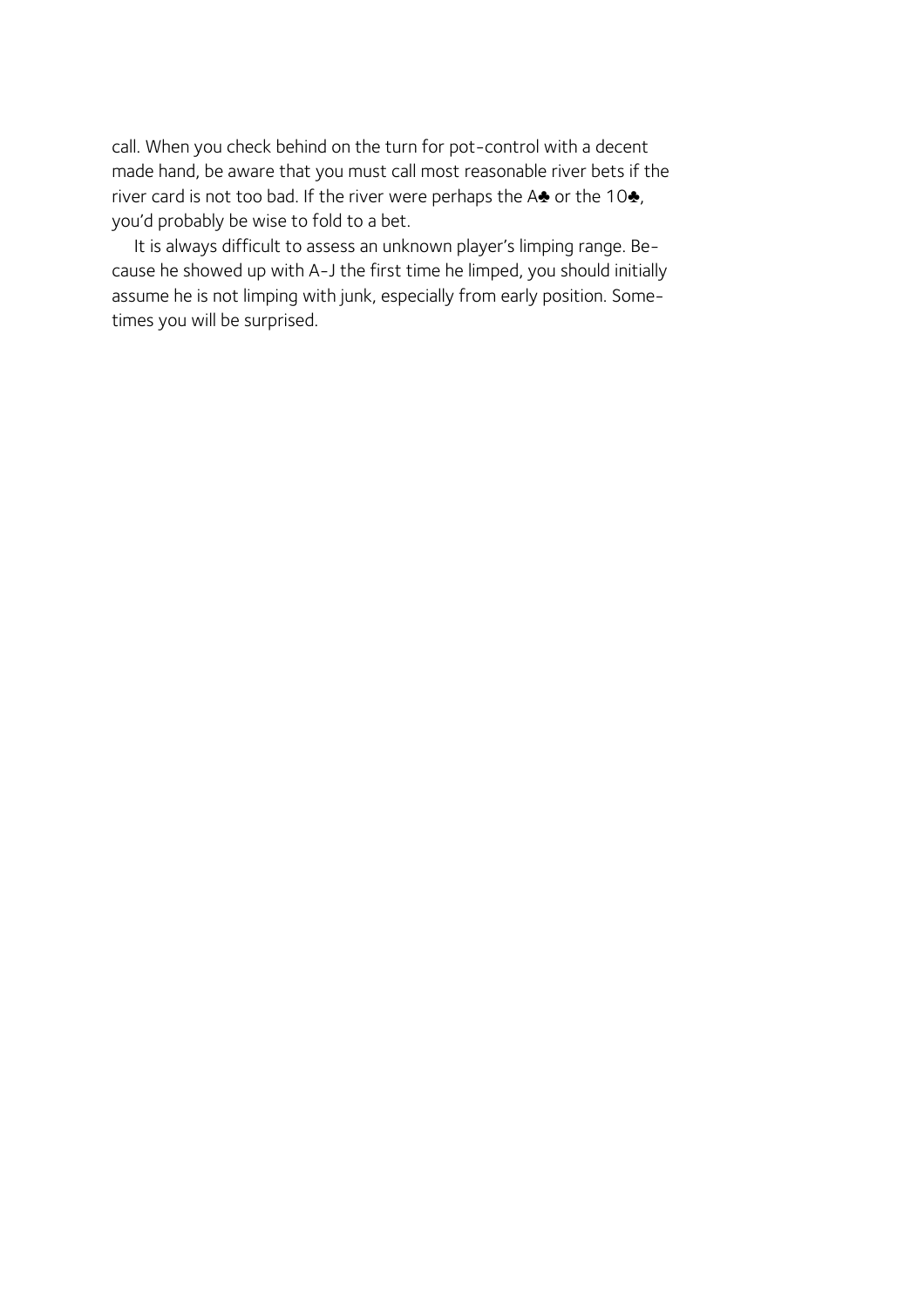call. When you check behind on the turn for pot-control with a decent made hand, be aware that you must call most reasonable river bets if the river card is not too bad. If the river were perhaps the A♣ or the 10♣, you'd probably be wise to fold to a bet.

It is always difficult to assess an unknown player's limping range. Because he showed up with A-J the first time he limped, you should initially assume he is not limping with junk, especially from early position. Sometimes you will be surprised.